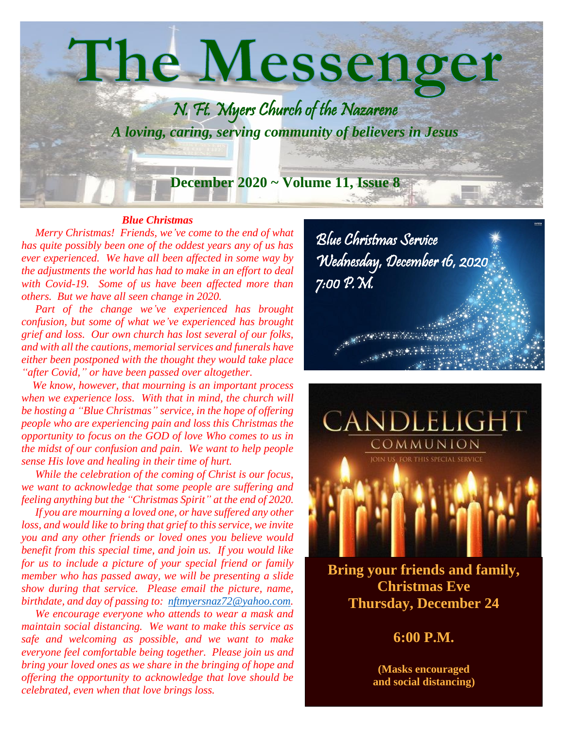# The Messenger

## N. Ft. Myers Church of the Nazarene

*A loving, caring, serving community of believers in Jesus*

**December 2020 ~ Volume 11, Issue 8**

### *Blue Christmas*

*Merry Christmas! Friends, we've come to the end of what has quite possibly been one of the oddest years any of us has ever experienced. We have all been affected in some way by the adjustments the world has had to make in an effort to deal with Covid-19. Some of us have been affected more than others. But we have all seen change in 2020.*

*Part of the change we've experienced has brought confusion, but some of what we've experienced has brought grief and loss. Our own church has lost several of our folks, and with all the cautions, memorial services and funerals have either been postponed with the thought they would take place "after Covid," or have been passed over altogether.*

*We know, however, that mourning is an important process when we experience loss. With that in mind, the church will be hosting a "Blue Christmas" service, in the hope of offering people who are experiencing pain and loss this Christmas the opportunity to focus on the GOD of love Who comes to us in the midst of our confusion and pain. We want to help people sense His love and healing in their time of hurt.*

*While the celebration of the coming of Christ is our focus, we want to acknowledge that some people are suffering and feeling anything but the "Christmas Spirit" at the end of 2020.*

*If you are mourning a loved one, or have suffered any other loss, and would like to bring that grief to this service, we invite you and any other friends or loved ones you believe would benefit from this special time, and join us. If you would like for us to include a picture of your special friend or family member who has passed away, we will be presenting a slide show during that service. Please email the picture, name, birthdate, and day of passing to: nftmyersnaz72@yahoo.com.*

*We encourage everyone who attends to wear a mask and maintain social distancing. We want to make this service as safe and welcoming as possible, and we want to make everyone feel comfortable being together. Please join us and bring your loved ones as we share in the bringing of hope and offering the opportunity to acknowledge that love should be celebrated, even when that love brings loss.*

Blue Christmas Service
Wednesday, December 16, 2020
7:00 P.M.

CANDLELIGHT
COMMUNION
JOIN US FOR THIS SPECIAL SERVICE

**Bring your friends and family, Christmas Eve Thursday, December 24**

**6:00 P.M.**

**(Masks encouraged and social distancing)**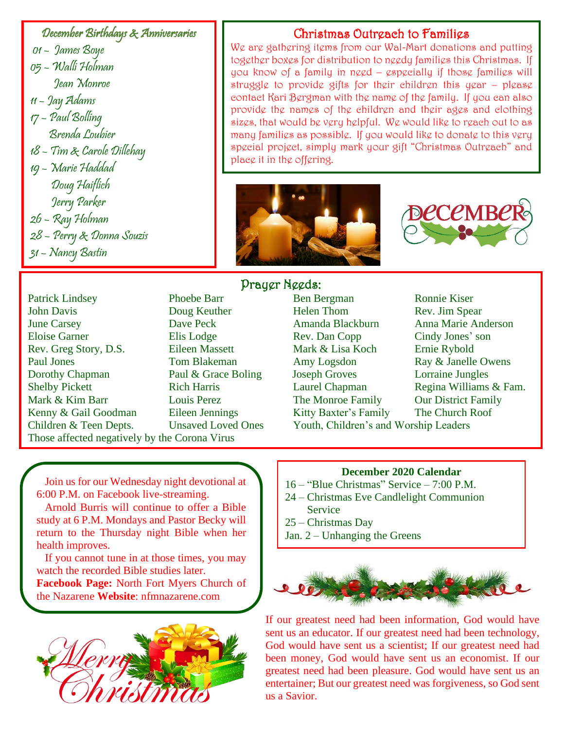## December Birthdays & Anniversaries

01 – James Boye
05 – Walli Holman
Jean Monroe
11 – Jay Adams
17 – Paul Bolling
Brenda Loubier
18 – Tim & Carole Dillehay
19 – Marie Haddad
Doug Haiflich
Jerry Parker
26 – Ray Holman
28 – Perry & Donna Souzis
31 – Nancy Bastin

## Christmas Outreach to Families

We are gathering items from our Wal-Mart donations and putting together boxes for distribution to needy families this Christmas. If you know of a family in need – especially if those families will struggle to provide gifts for their children this year – please contact Kari Bergman with the name of the family. If you can also provide the names of the children and their ages and clothing sizes, that would be very helpful. We would like to reach out to as many families as possible. If you would like to donate to this very special project, simply mark your gift "Christmas Outreach" and place it in the offering.

DECEMBER

## Prayer Needs:

| | | | |
|---|---|---|---|
| Patrick Lindsey | Phoebe Barr | Ben Bergman | Ronnie Kiser |
| John Davis | Doug Keuther | Helen Thom | Rev. Jim Spear |
| June Carsey | Dave Peck | Amanda Blackburn | Anna Marie Anderson |
| Eloise Garner | Elis Lodge | Rev. Dan Copp | Cindy Jones' son |
| Rev. Greg Story, D.S. | Eileen Massett | Mark & Lisa Koch | Ernie Rybold |
| Paul Jones | Tom Blakeman | Amy Logsdon | Ray & Janelle Owens |
| Dorothy Chapman | Paul & Grace Boling | Joseph Groves | Lorraine Jungles |
| Shelby Pickett | Rich Harris | Laurel Chapman | Regina Williams & Fam. |
| Mark & Kim Barr | Louis Perez | The Monroe Family | Our District Family |
| Kenny & Gail Goodman | Eileen Jennings | Kitty Baxter's Family | The Church Roof |
| Children & Teen Depts. | Unsaved Loved Ones | Youth, Children's and Worship Leaders | |

Those affected negatively by the Corona Virus

Join us for our Wednesday night devotional at 6:00 P.M. on Facebook live-streaming.

Arnold Burris will continue to offer a Bible study at 6 P.M. Mondays and Pastor Becky will return to the Thursday night Bible when her health improves.

If you cannot tune in at those times, you may watch the recorded Bible studies later.

**Facebook Page:** North Fort Myers Church of the Nazarene **Website**: nfmnazarene.com

**December 2020 Calendar**

16 – "Blue Christmas" Service – 7:00 P.M.
24 – Christmas Eve Candlelight Communion Service
25 – Christmas Day
Jan. 2 – Unhanging the Greens

Merry Christmas

If our greatest need had been information, God would have sent us an educator. If our greatest need had been technology, God would have sent us a scientist; If our greatest need had been money, God would have sent us an economist. If our greatest need had been pleasure. God would have sent us an entertainer; But our greatest need was forgiveness, so God sent us a Savior.